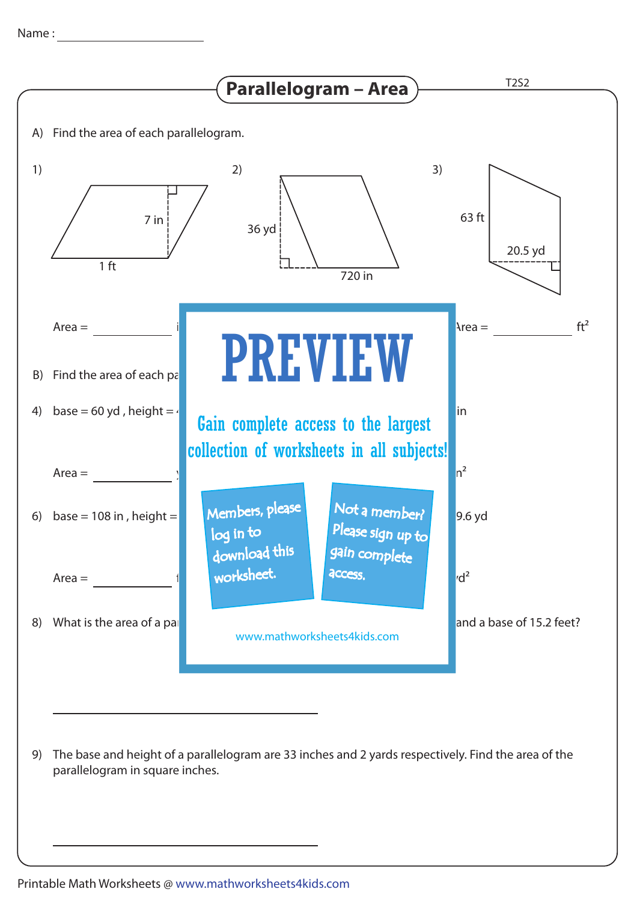Name : ____________________

# Parallelogram – Area

T2S2

A) Find the area of each parallelogram.

1) 

7 in

1 ft

Area = ________ i

2) 

36 yd

720 in

3) 

63 ft

20.5 yd

Area = ________ $ft^2$

PREVIEW

Gain complete access to the largest collection of worksheets in all subjects!

Members, please log in to download this worksheet.

Not a member? Please sign up to gain complete access.

www.mathworksheets4kids.com

B) Find the area of each pa

4) base = 60 yd , height = 4

in

Area = ________ y

$n^2$

6) base = 108 in , height =

9.6 yd

Area = ________ f

$d^2$

8) What is the area of a pa

and a base of 15.2 feet?

________________________________

9) The base and height of a parallelogram are 33 inches and 2 yards respectively. Find the area of the parallelogram in square inches.

________________________________

Printable Math Worksheets @ www.mathworksheets4kids.com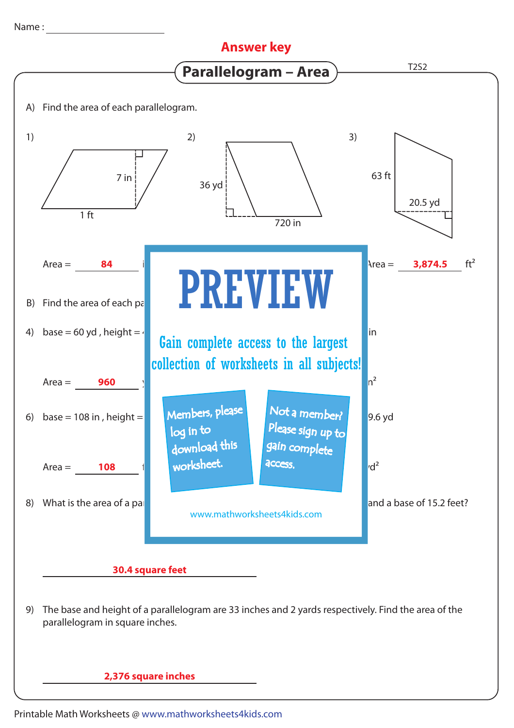Name :

**Answer key**

# Parallelogram – Area

T2S2

A) Find the area of each parallelogram.

1)

7 in

1 ft

2)

36 yd

720 in

3)

63 ft

20.5 yd

Area = **84** i

Area = **3,874.5** $ft^2$

B) Find the area of each pa

4) base = 60 yd , height =

in

Area = **960**

$n^2$

6) base = 108 in , height =

9.6 yd

Area = **108**

$d^2$

8) What is the area of a pa

and a base of 15.2 feet?

PREVIEW

Gain complete access to the largest collection of worksheets in all subjects!

Members, please log in to download this worksheet.

Not a member? Please sign up to gain complete access.

www.mathworksheets4kids.com

**30.4 square feet**

9) The base and height of a parallelogram are 33 inches and 2 yards respectively. Find the area of the parallelogram in square inches.

**2,376 square inches**

Printable Math Worksheets @ www.mathworksheets4kids.com